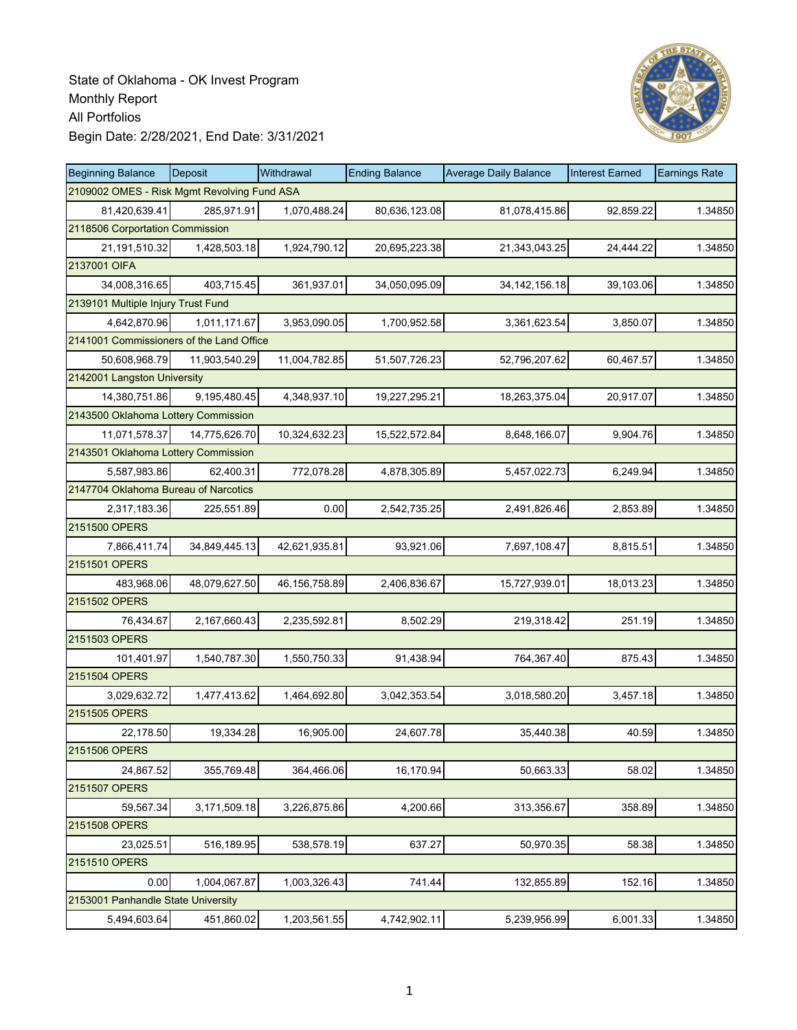State of Oklahoma - OK Invest Program
Monthly Report
All Portfolios
Begin Date: 2/28/2021, End Date: 3/31/2021

| Beginning Balance | Deposit | Withdrawal | Ending Balance | Average Daily Balance | Interest Earned | Earnings Rate |
|---|---|---|---|---|---|---|
| 2109002 OMES - Risk Mgmt Revolving Fund ASA | | | | | | |
| 81,420,639.41 | 285,971.91 | 1,070,488.24 | 80,636,123.08 | 81,078,415.86 | 92,859.22 | 1.34850 |
| 2118506 Corportation Commission | | | | | | |
| 21,191,510.32 | 1,428,503.18 | 1,924,790.12 | 20,695,223.38 | 21,343,043.25 | 24,444.22 | 1.34850 |
| 2137001 OIFA | | | | | | |
| 34,008,316.65 | 403,715.45 | 361,937.01 | 34,050,095.09 | 34,142,156.18 | 39,103.06 | 1.34850 |
| 2139101 Multiple Injury Trust Fund | | | | | | |
| 4,642,870.96 | 1,011,171.67 | 3,953,090.05 | 1,700,952.58 | 3,361,623.54 | 3,850.07 | 1.34850 |
| 2141001 Commissioners of the Land Office | | | | | | |
| 50,608,968.79 | 11,903,540.29 | 11,004,782.85 | 51,507,726.23 | 52,796,207.62 | 60,467.57 | 1.34850 |
| 2142001 Langston University | | | | | | |
| 14,380,751.86 | 9,195,480.45 | 4,348,937.10 | 19,227,295.21 | 18,263,375.04 | 20,917.07 | 1.34850 |
| 2143500 Oklahoma Lottery Commission | | | | | | |
| 11,071,578.37 | 14,775,626.70 | 10,324,632.23 | 15,522,572.84 | 8,648,166.07 | 9,904.76 | 1.34850 |
| 2143501 Oklahoma Lottery Commission | | | | | | |
| 5,587,983.86 | 62,400.31 | 772,078.28 | 4,878,305.89 | 5,457,022.73 | 6,249.94 | 1.34850 |
| 2147704 Oklahoma Bureau of Narcotics | | | | | | |
| 2,317,183.36 | 225,551.89 | 0.00 | 2,542,735.25 | 2,491,826.46 | 2,853.89 | 1.34850 |
| 2151500 OPERS | | | | | | |
| 7,866,411.74 | 34,849,445.13 | 42,621,935.81 | 93,921.06 | 7,697,108.47 | 8,815.51 | 1.34850 |
| 2151501 OPERS | | | | | | |
| 483,968.06 | 48,079,627.50 | 46,156,758.89 | 2,406,836.67 | 15,727,939.01 | 18,013.23 | 1.34850 |
| 2151502 OPERS | | | | | | |
| 76,434.67 | 2,167,660.43 | 2,235,592.81 | 8,502.29 | 219,318.42 | 251.19 | 1.34850 |
| 2151503 OPERS | | | | | | |
| 101,401.97 | 1,540,787.30 | 1,550,750.33 | 91,438.94 | 764,367.40 | 875.43 | 1.34850 |
| 2151504 OPERS | | | | | | |
| 3,029,632.72 | 1,477,413.62 | 1,464,692.80 | 3,042,353.54 | 3,018,580.20 | 3,457.18 | 1.34850 |
| 2151505 OPERS | | | | | | |
| 22,178.50 | 19,334.28 | 16,905.00 | 24,607.78 | 35,440.38 | 40.59 | 1.34850 |
| 2151506 OPERS | | | | | | |
| 24,867.52 | 355,769.48 | 364,466.06 | 16,170.94 | 50,663.33 | 58.02 | 1.34850 |
| 2151507 OPERS | | | | | | |
| 59,567.34 | 3,171,509.18 | 3,226,875.86 | 4,200.66 | 313,356.67 | 358.89 | 1.34850 |
| 2151508 OPERS | | | | | | |
| 23,025.51 | 516,189.95 | 538,578.19 | 637.27 | 50,970.35 | 58.38 | 1.34850 |
| 2151510 OPERS | | | | | | |
| 0.00 | 1,004,067.87 | 1,003,326.43 | 741.44 | 132,855.89 | 152.16 | 1.34850 |
| 2153001 Panhandle State University | | | | | | |
| 5,494,603.64 | 451,860.02 | 1,203,561.55 | 4,742,902.11 | 5,239,956.99 | 6,001.33 | 1.34850 |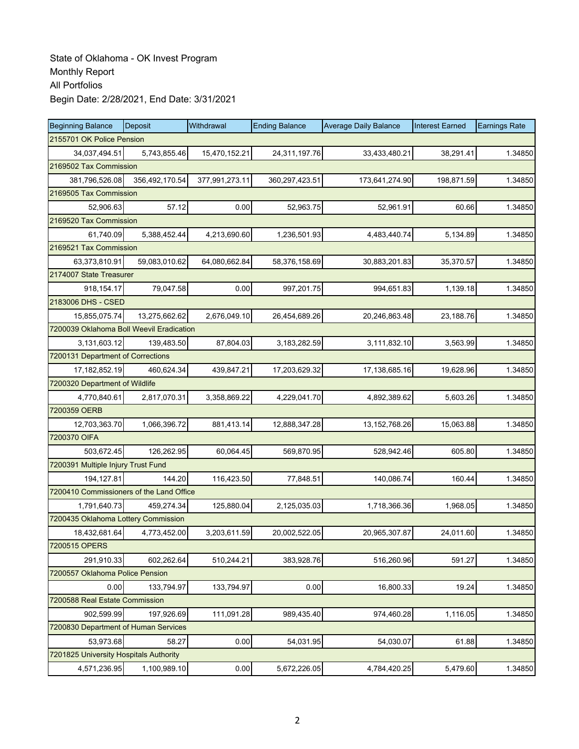State of Oklahoma - OK Invest Program
Monthly Report
All Portfolios
Begin Date: 2/28/2021, End Date: 3/31/2021

| Beginning Balance | Deposit | Withdrawal | Ending Balance | Average Daily Balance | Interest Earned | Earnings Rate |
|---|---|---|---|---|---|---|
| 2155701 OK Police Pension | | | | | | |
| 34,037,494.51 | 5,743,855.46 | 15,470,152.21 | 24,311,197.76 | 33,433,480.21 | 38,291.41 | 1.34850 |
| 2169502 Tax Commission | | | | | | |
| 381,796,526.08 | 356,492,170.54 | 377,991,273.11 | 360,297,423.51 | 173,641,274.90 | 198,871.59 | 1.34850 |
| 2169505 Tax Commission | | | | | | |
| 52,906.63 | 57.12 | 0.00 | 52,963.75 | 52,961.91 | 60.66 | 1.34850 |
| 2169520 Tax Commission | | | | | | |
| 61,740.09 | 5,388,452.44 | 4,213,690.60 | 1,236,501.93 | 4,483,440.74 | 5,134.89 | 1.34850 |
| 2169521 Tax Commission | | | | | | |
| 63,373,810.91 | 59,083,010.62 | 64,080,662.84 | 58,376,158.69 | 30,883,201.83 | 35,370.57 | 1.34850 |
| 2174007 State Treasurer | | | | | | |
| 918,154.17 | 79,047.58 | 0.00 | 997,201.75 | 994,651.83 | 1,139.18 | 1.34850 |
| 2183006 DHS - CSED | | | | | | |
| 15,855,075.74 | 13,275,662.62 | 2,676,049.10 | 26,454,689.26 | 20,246,863.48 | 23,188.76 | 1.34850 |
| 7200039 Oklahoma Boll Weevil Eradication | | | | | | |
| 3,131,603.12 | 139,483.50 | 87,804.03 | 3,183,282.59 | 3,111,832.10 | 3,563.99 | 1.34850 |
| 7200131 Department of Corrections | | | | | | |
| 17,182,852.19 | 460,624.34 | 439,847.21 | 17,203,629.32 | 17,138,685.16 | 19,628.96 | 1.34850 |
| 7200320 Department of Wildlife | | | | | | |
| 4,770,840.61 | 2,817,070.31 | 3,358,869.22 | 4,229,041.70 | 4,892,389.62 | 5,603.26 | 1.34850 |
| 7200359 OERB | | | | | | |
| 12,703,363.70 | 1,066,396.72 | 881,413.14 | 12,888,347.28 | 13,152,768.26 | 15,063.88 | 1.34850 |
| 7200370 OIFA | | | | | | |
| 503,672.45 | 126,262.95 | 60,064.45 | 569,870.95 | 528,942.46 | 605.80 | 1.34850 |
| 7200391 Multiple Injury Trust Fund | | | | | | |
| 194,127.81 | 144.20 | 116,423.50 | 77,848.51 | 140,086.74 | 160.44 | 1.34850 |
| 7200410 Commissioners of the Land Office | | | | | | |
| 1,791,640.73 | 459,274.34 | 125,880.04 | 2,125,035.03 | 1,718,366.36 | 1,968.05 | 1.34850 |
| 7200435 Oklahoma Lottery Commission | | | | | | |
| 18,432,681.64 | 4,773,452.00 | 3,203,611.59 | 20,002,522.05 | 20,965,307.87 | 24,011.60 | 1.34850 |
| 7200515 OPERS | | | | | | |
| 291,910.33 | 602,262.64 | 510,244.21 | 383,928.76 | 516,260.96 | 591.27 | 1.34850 |
| 7200557 Oklahoma Police Pension | | | | | | |
| 0.00 | 133,794.97 | 133,794.97 | 0.00 | 16,800.33 | 19.24 | 1.34850 |
| 7200588 Real Estate Commission | | | | | | |
| 902,599.99 | 197,926.69 | 111,091.28 | 989,435.40 | 974,460.28 | 1,116.05 | 1.34850 |
| 7200830 Department of Human Services | | | | | | |
| 53,973.68 | 58.27 | 0.00 | 54,031.95 | 54,030.07 | 61.88 | 1.34850 |
| 7201825 University Hospitals Authority | | | | | | |
| 4,571,236.95 | 1,100,989.10 | 0.00 | 5,672,226.05 | 4,784,420.25 | 5,479.60 | 1.34850 |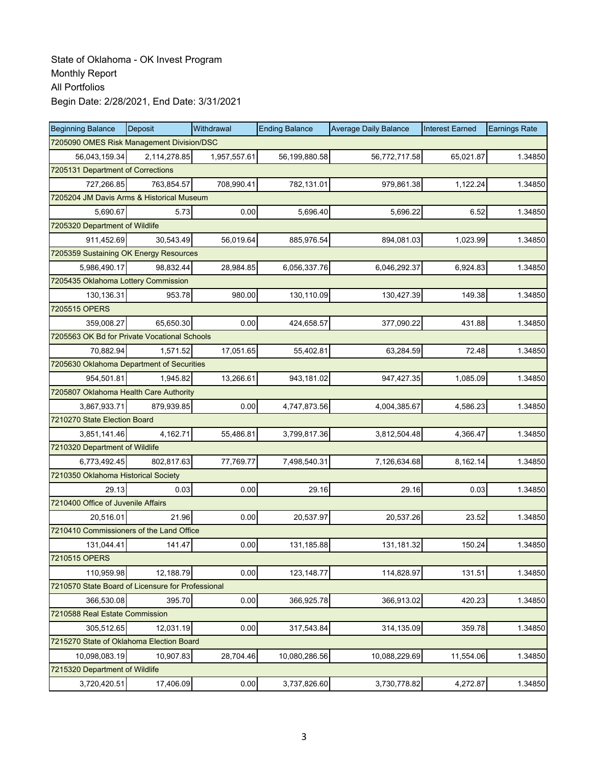State of Oklahoma - OK Invest Program
Monthly Report
All Portfolios
Begin Date: 2/28/2021, End Date: 3/31/2021

| Beginning Balance | Deposit | Withdrawal | Ending Balance | Average Daily Balance | Interest Earned | Earnings Rate |
|---|---|---|---|---|---|---|
| 7205090 OMES Risk Management Division/DSC | | | | | | |
| 56,043,159.34 | 2,114,278.85 | 1,957,557.61 | 56,199,880.58 | 56,772,717.58 | 65,021.87 | 1.34850 |
| 7205131 Department of Corrections | | | | | | |
| 727,266.85 | 763,854.57 | 708,990.41 | 782,131.01 | 979,861.38 | 1,122.24 | 1.34850 |
| 7205204 JM Davis Arms & Historical Museum | | | | | | |
| 5,690.67 | 5.73 | 0.00 | 5,696.40 | 5,696.22 | 6.52 | 1.34850 |
| 7205320 Department of Wildlife | | | | | | |
| 911,452.69 | 30,543.49 | 56,019.64 | 885,976.54 | 894,081.03 | 1,023.99 | 1.34850 |
| 7205359 Sustaining OK Energy Resources | | | | | | |
| 5,986,490.17 | 98,832.44 | 28,984.85 | 6,056,337.76 | 6,046,292.37 | 6,924.83 | 1.34850 |
| 7205435 Oklahoma Lottery Commission | | | | | | |
| 130,136.31 | 953.78 | 980.00 | 130,110.09 | 130,427.39 | 149.38 | 1.34850 |
| 7205515 OPERS | | | | | | |
| 359,008.27 | 65,650.30 | 0.00 | 424,658.57 | 377,090.22 | 431.88 | 1.34850 |
| 7205563 OK Bd for Private Vocational Schools | | | | | | |
| 70,882.94 | 1,571.52 | 17,051.65 | 55,402.81 | 63,284.59 | 72.48 | 1.34850 |
| 7205630 Oklahoma Department of Securities | | | | | | |
| 954,501.81 | 1,945.82 | 13,266.61 | 943,181.02 | 947,427.35 | 1,085.09 | 1.34850 |
| 7205807 Oklahoma Health Care Authority | | | | | | |
| 3,867,933.71 | 879,939.85 | 0.00 | 4,747,873.56 | 4,004,385.67 | 4,586.23 | 1.34850 |
| 7210270 State Election Board | | | | | | |
| 3,851,141.46 | 4,162.71 | 55,486.81 | 3,799,817.36 | 3,812,504.48 | 4,366.47 | 1.34850 |
| 7210320 Department of Wildlife | | | | | | |
| 6,773,492.45 | 802,817.63 | 77,769.77 | 7,498,540.31 | 7,126,634.68 | 8,162.14 | 1.34850 |
| 7210350 Oklahoma Historical Society | | | | | | |
| 29.13 | 0.03 | 0.00 | 29.16 | 29.16 | 0.03 | 1.34850 |
| 7210400 Office of Juvenile Affairs | | | | | | |
| 20,516.01 | 21.96 | 0.00 | 20,537.97 | 20,537.26 | 23.52 | 1.34850 |
| 7210410 Commissioners of the Land Office | | | | | | |
| 131,044.41 | 141.47 | 0.00 | 131,185.88 | 131,181.32 | 150.24 | 1.34850 |
| 7210515 OPERS | | | | | | |
| 110,959.98 | 12,188.79 | 0.00 | 123,148.77 | 114,828.97 | 131.51 | 1.34850 |
| 7210570 State Board of Licensure for Professional | | | | | | |
| 366,530.08 | 395.70 | 0.00 | 366,925.78 | 366,913.02 | 420.23 | 1.34850 |
| 7210588 Real Estate Commission | | | | | | |
| 305,512.65 | 12,031.19 | 0.00 | 317,543.84 | 314,135.09 | 359.78 | 1.34850 |
| 7215270 State of Oklahoma Election Board | | | | | | |
| 10,098,083.19 | 10,907.83 | 28,704.46 | 10,080,286.56 | 10,088,229.69 | 11,554.06 | 1.34850 |
| 7215320 Department of Wildlife | | | | | | |
| 3,720,420.51 | 17,406.09 | 0.00 | 3,737,826.60 | 3,730,778.82 | 4,272.87 | 1.34850 |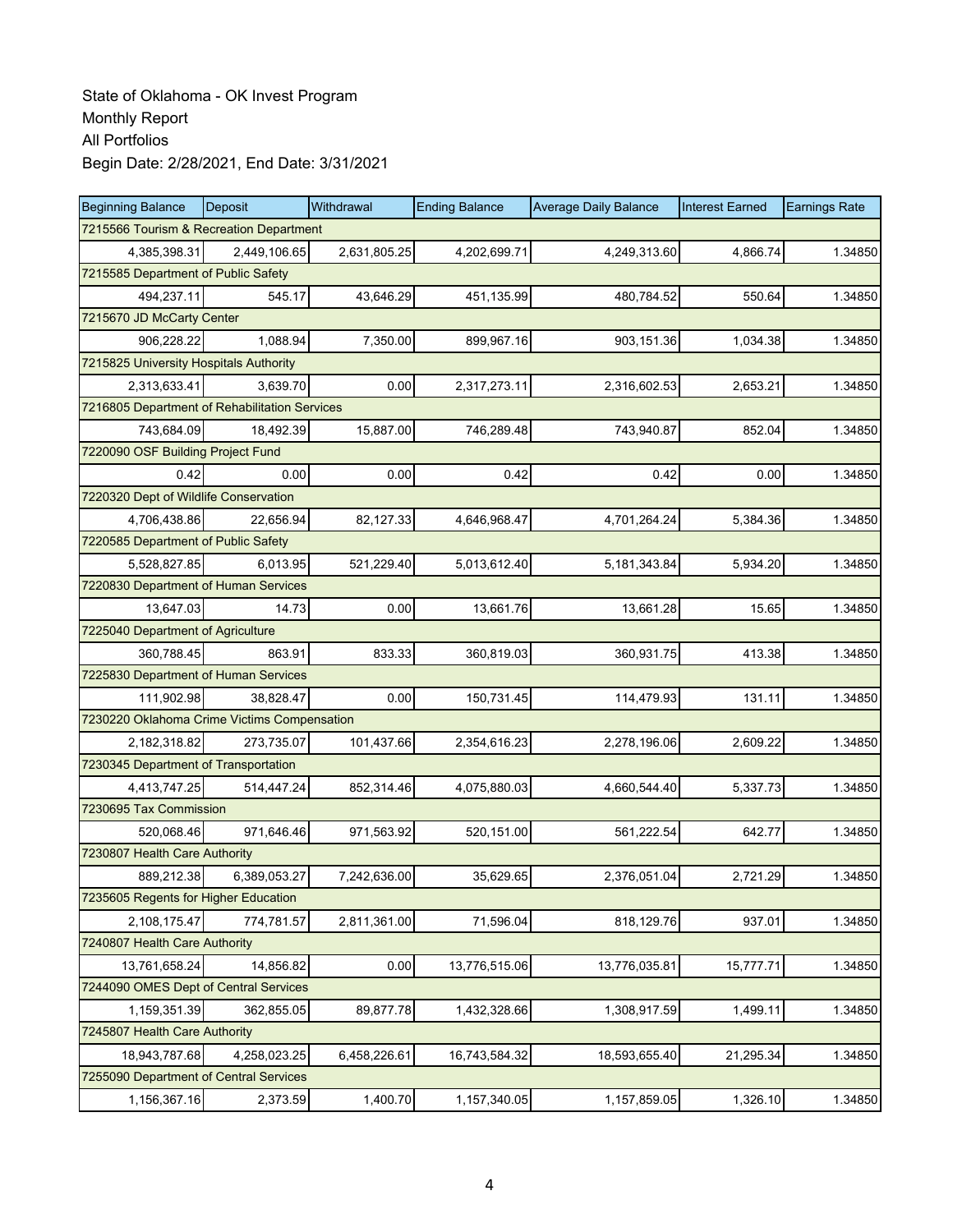State of Oklahoma - OK Invest Program
Monthly Report
All Portfolios
Begin Date: 2/28/2021, End Date: 3/31/2021

| Beginning Balance | Deposit | Withdrawal | Ending Balance | Average Daily Balance | Interest Earned | Earnings Rate |
|---|---|---|---|---|---|---|
| 7215566 Tourism & Recreation Department | | | | | | |
| 4,385,398.31 | 2,449,106.65 | 2,631,805.25 | 4,202,699.71 | 4,249,313.60 | 4,866.74 | 1.34850 |
| 7215585 Department of Public Safety | | | | | | |
| 494,237.11 | 545.17 | 43,646.29 | 451,135.99 | 480,784.52 | 550.64 | 1.34850 |
| 7215670 JD McCarty Center | | | | | | |
| 906,228.22 | 1,088.94 | 7,350.00 | 899,967.16 | 903,151.36 | 1,034.38 | 1.34850 |
| 7215825 University Hospitals Authority | | | | | | |
| 2,313,633.41 | 3,639.70 | 0.00 | 2,317,273.11 | 2,316,602.53 | 2,653.21 | 1.34850 |
| 7216805 Department of Rehabilitation Services | | | | | | |
| 743,684.09 | 18,492.39 | 15,887.00 | 746,289.48 | 743,940.87 | 852.04 | 1.34850 |
| 7220090 OSF Building Project Fund | | | | | | |
| 0.42 | 0.00 | 0.00 | 0.42 | 0.42 | 0.00 | 1.34850 |
| 7220320 Dept of Wildlife Conservation | | | | | | |
| 4,706,438.86 | 22,656.94 | 82,127.33 | 4,646,968.47 | 4,701,264.24 | 5,384.36 | 1.34850 |
| 7220585 Department of Public Safety | | | | | | |
| 5,528,827.85 | 6,013.95 | 521,229.40 | 5,013,612.40 | 5,181,343.84 | 5,934.20 | 1.34850 |
| 7220830 Department of Human Services | | | | | | |
| 13,647.03 | 14.73 | 0.00 | 13,661.76 | 13,661.28 | 15.65 | 1.34850 |
| 7225040 Department of Agriculture | | | | | | |
| 360,788.45 | 863.91 | 833.33 | 360,819.03 | 360,931.75 | 413.38 | 1.34850 |
| 7225830 Department of Human Services | | | | | | |
| 111,902.98 | 38,828.47 | 0.00 | 150,731.45 | 114,479.93 | 131.11 | 1.34850 |
| 7230220 Oklahoma Crime Victims Compensation | | | | | | |
| 2,182,318.82 | 273,735.07 | 101,437.66 | 2,354,616.23 | 2,278,196.06 | 2,609.22 | 1.34850 |
| 7230345 Department of Transportation | | | | | | |
| 4,413,747.25 | 514,447.24 | 852,314.46 | 4,075,880.03 | 4,660,544.40 | 5,337.73 | 1.34850 |
| 7230695 Tax Commission | | | | | | |
| 520,068.46 | 971,646.46 | 971,563.92 | 520,151.00 | 561,222.54 | 642.77 | 1.34850 |
| 7230807 Health Care Authority | | | | | | |
| 889,212.38 | 6,389,053.27 | 7,242,636.00 | 35,629.65 | 2,376,051.04 | 2,721.29 | 1.34850 |
| 7235605 Regents for Higher Education | | | | | | |
| 2,108,175.47 | 774,781.57 | 2,811,361.00 | 71,596.04 | 818,129.76 | 937.01 | 1.34850 |
| 7240807 Health Care Authority | | | | | | |
| 13,761,658.24 | 14,856.82 | 0.00 | 13,776,515.06 | 13,776,035.81 | 15,777.71 | 1.34850 |
| 7244090 OMES Dept of Central Services | | | | | | |
| 1,159,351.39 | 362,855.05 | 89,877.78 | 1,432,328.66 | 1,308,917.59 | 1,499.11 | 1.34850 |
| 7245807 Health Care Authority | | | | | | |
| 18,943,787.68 | 4,258,023.25 | 6,458,226.61 | 16,743,584.32 | 18,593,655.40 | 21,295.34 | 1.34850 |
| 7255090 Department of Central Services | | | | | | |
| 1,156,367.16 | 2,373.59 | 1,400.70 | 1,157,340.05 | 1,157,859.05 | 1,326.10 | 1.34850 |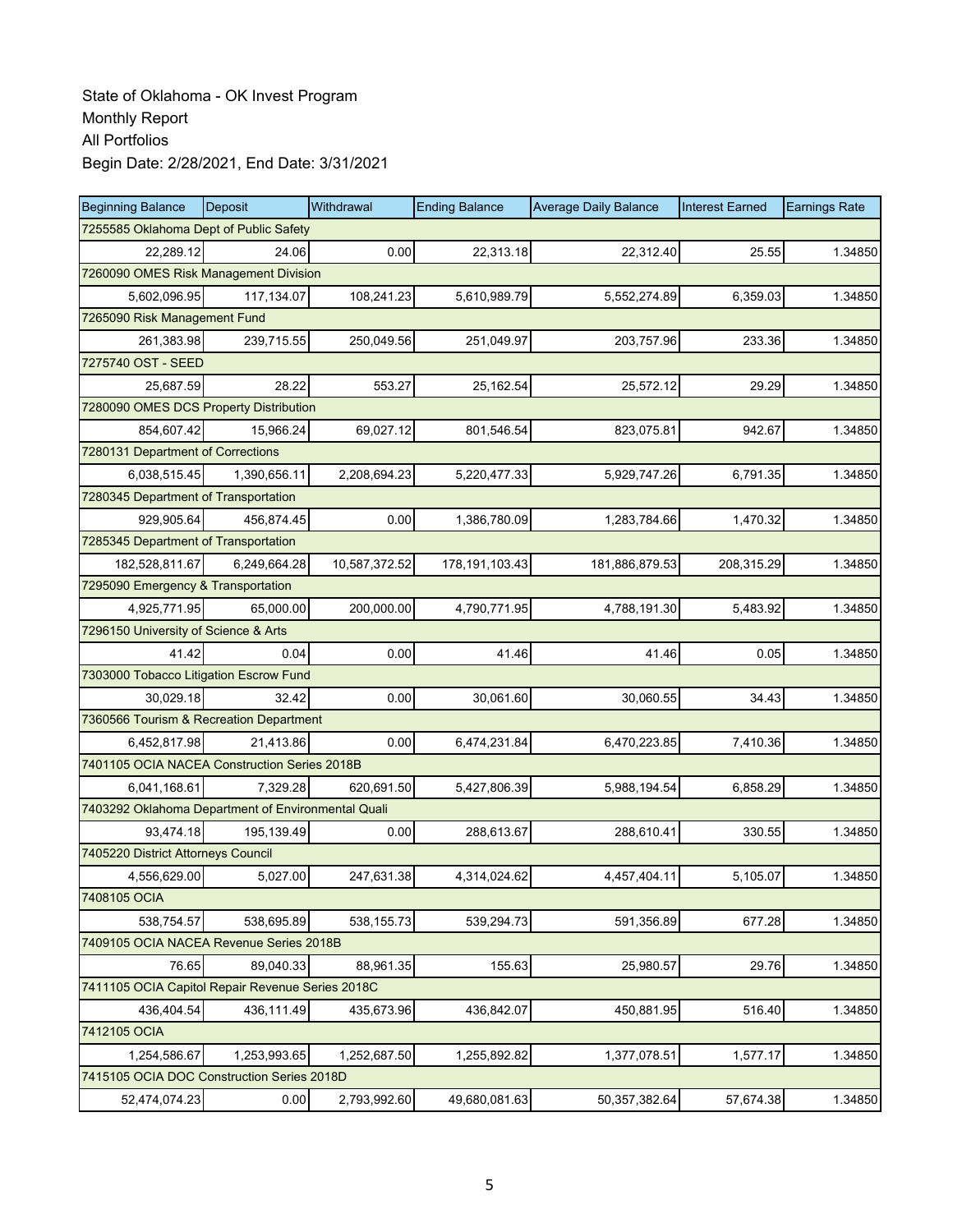State of Oklahoma - OK Invest Program
Monthly Report
All Portfolios
Begin Date: 2/28/2021, End Date: 3/31/2021

| Beginning Balance | Deposit | Withdrawal | Ending Balance | Average Daily Balance | Interest Earned | Earnings Rate |
|---|---|---|---|---|---|---|
| 7255585 Oklahoma Dept of Public Safety | | | | | | |
| 22,289.12 | 24.06 | 0.00 | 22,313.18 | 22,312.40 | 25.55 | 1.34850 |
| 7260090 OMES Risk Management Division | | | | | | |
| 5,602,096.95 | 117,134.07 | 108,241.23 | 5,610,989.79 | 5,552,274.89 | 6,359.03 | 1.34850 |
| 7265090 Risk Management Fund | | | | | | |
| 261,383.98 | 239,715.55 | 250,049.56 | 251,049.97 | 203,757.96 | 233.36 | 1.34850 |
| 7275740 OST - SEED | | | | | | |
| 25,687.59 | 28.22 | 553.27 | 25,162.54 | 25,572.12 | 29.29 | 1.34850 |
| 7280090 OMES DCS Property Distribution | | | | | | |
| 854,607.42 | 15,966.24 | 69,027.12 | 801,546.54 | 823,075.81 | 942.67 | 1.34850 |
| 7280131 Department of Corrections | | | | | | |
| 6,038,515.45 | 1,390,656.11 | 2,208,694.23 | 5,220,477.33 | 5,929,747.26 | 6,791.35 | 1.34850 |
| 7280345 Department of Transportation | | | | | | |
| 929,905.64 | 456,874.45 | 0.00 | 1,386,780.09 | 1,283,784.66 | 1,470.32 | 1.34850 |
| 7285345 Department of Transportation | | | | | | |
| 182,528,811.67 | 6,249,664.28 | 10,587,372.52 | 178,191,103.43 | 181,886,879.53 | 208,315.29 | 1.34850 |
| 7295090 Emergency & Transportation | | | | | | |
| 4,925,771.95 | 65,000.00 | 200,000.00 | 4,790,771.95 | 4,788,191.30 | 5,483.92 | 1.34850 |
| 7296150 University of Science & Arts | | | | | | |
| 41.42 | 0.04 | 0.00 | 41.46 | 41.46 | 0.05 | 1.34850 |
| 7303000 Tobacco Litigation Escrow Fund | | | | | | |
| 30,029.18 | 32.42 | 0.00 | 30,061.60 | 30,060.55 | 34.43 | 1.34850 |
| 7360566 Tourism & Recreation Department | | | | | | |
| 6,452,817.98 | 21,413.86 | 0.00 | 6,474,231.84 | 6,470,223.85 | 7,410.36 | 1.34850 |
| 7401105 OCIA NACEA Construction Series 2018B | | | | | | |
| 6,041,168.61 | 7,329.28 | 620,691.50 | 5,427,806.39 | 5,988,194.54 | 6,858.29 | 1.34850 |
| 7403292 Oklahoma Department of Environmental Quali | | | | | | |
| 93,474.18 | 195,139.49 | 0.00 | 288,613.67 | 288,610.41 | 330.55 | 1.34850 |
| 7405220 District Attorneys Council | | | | | | |
| 4,556,629.00 | 5,027.00 | 247,631.38 | 4,314,024.62 | 4,457,404.11 | 5,105.07 | 1.34850 |
| 7408105 OCIA | | | | | | |
| 538,754.57 | 538,695.89 | 538,155.73 | 539,294.73 | 591,356.89 | 677.28 | 1.34850 |
| 7409105 OCIA NACEA Revenue Series 2018B | | | | | | |
| 76.65 | 89,040.33 | 88,961.35 | 155.63 | 25,980.57 | 29.76 | 1.34850 |
| 7411105 OCIA Capitol Repair Revenue Series 2018C | | | | | | |
| 436,404.54 | 436,111.49 | 435,673.96 | 436,842.07 | 450,881.95 | 516.40 | 1.34850 |
| 7412105 OCIA | | | | | | |
| 1,254,586.67 | 1,253,993.65 | 1,252,687.50 | 1,255,892.82 | 1,377,078.51 | 1,577.17 | 1.34850 |
| 7415105 OCIA DOC Construction Series 2018D | | | | | | |
| 52,474,074.23 | 0.00 | 2,793,992.60 | 49,680,081.63 | 50,357,382.64 | 57,674.38 | 1.34850 |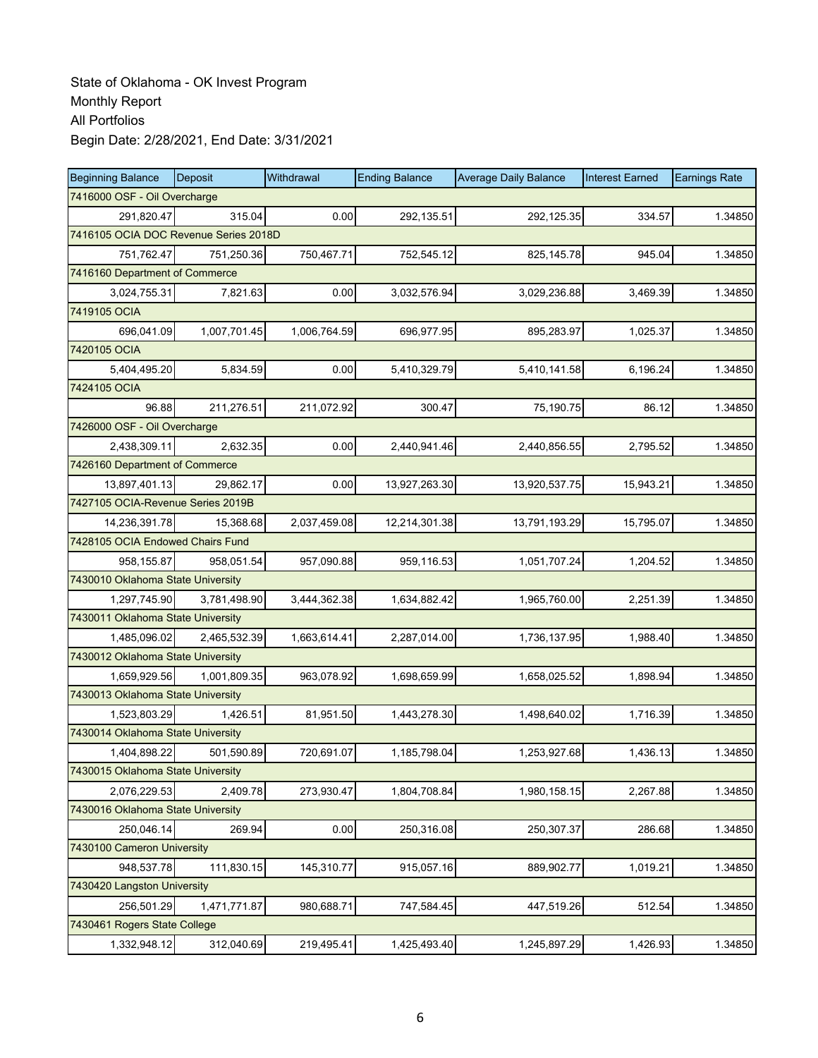State of Oklahoma - OK Invest Program
Monthly Report
All Portfolios
Begin Date: 2/28/2021, End Date: 3/31/2021

| Beginning Balance | Deposit | Withdrawal | Ending Balance | Average Daily Balance | Interest Earned | Earnings Rate |
|---|---|---|---|---|---|---|
| 7416000 OSF - Oil Overcharge | | | | | | |
| 291,820.47 | 315.04 | 0.00 | 292,135.51 | 292,125.35 | 334.57 | 1.34850 |
| 7416105 OCIA DOC Revenue Series 2018D | | | | | | |
| 751,762.47 | 751,250.36 | 750,467.71 | 752,545.12 | 825,145.78 | 945.04 | 1.34850 |
| 7416160 Department of Commerce | | | | | | |
| 3,024,755.31 | 7,821.63 | 0.00 | 3,032,576.94 | 3,029,236.88 | 3,469.39 | 1.34850 |
| 7419105 OCIA | | | | | | |
| 696,041.09 | 1,007,701.45 | 1,006,764.59 | 696,977.95 | 895,283.97 | 1,025.37 | 1.34850 |
| 7420105 OCIA | | | | | | |
| 5,404,495.20 | 5,834.59 | 0.00 | 5,410,329.79 | 5,410,141.58 | 6,196.24 | 1.34850 |
| 7424105 OCIA | | | | | | |
| 96.88 | 211,276.51 | 211,072.92 | 300.47 | 75,190.75 | 86.12 | 1.34850 |
| 7426000 OSF - Oil Overcharge | | | | | | |
| 2,438,309.11 | 2,632.35 | 0.00 | 2,440,941.46 | 2,440,856.55 | 2,795.52 | 1.34850 |
| 7426160 Department of Commerce | | | | | | |
| 13,897,401.13 | 29,862.17 | 0.00 | 13,927,263.30 | 13,920,537.75 | 15,943.21 | 1.34850 |
| 7427105 OCIA-Revenue Series 2019B | | | | | | |
| 14,236,391.78 | 15,368.68 | 2,037,459.08 | 12,214,301.38 | 13,791,193.29 | 15,795.07 | 1.34850 |
| 7428105 OCIA Endowed Chairs Fund | | | | | | |
| 958,155.87 | 958,051.54 | 957,090.88 | 959,116.53 | 1,051,707.24 | 1,204.52 | 1.34850 |
| 7430010 Oklahoma State University | | | | | | |
| 1,297,745.90 | 3,781,498.90 | 3,444,362.38 | 1,634,882.42 | 1,965,760.00 | 2,251.39 | 1.34850 |
| 7430011 Oklahoma State University | | | | | | |
| 1,485,096.02 | 2,465,532.39 | 1,663,614.41 | 2,287,014.00 | 1,736,137.95 | 1,988.40 | 1.34850 |
| 7430012 Oklahoma State University | | | | | | |
| 1,659,929.56 | 1,001,809.35 | 963,078.92 | 1,698,659.99 | 1,658,025.52 | 1,898.94 | 1.34850 |
| 7430013 Oklahoma State University | | | | | | |
| 1,523,803.29 | 1,426.51 | 81,951.50 | 1,443,278.30 | 1,498,640.02 | 1,716.39 | 1.34850 |
| 7430014 Oklahoma State University | | | | | | |
| 1,404,898.22 | 501,590.89 | 720,691.07 | 1,185,798.04 | 1,253,927.68 | 1,436.13 | 1.34850 |
| 7430015 Oklahoma State University | | | | | | |
| 2,076,229.53 | 2,409.78 | 273,930.47 | 1,804,708.84 | 1,980,158.15 | 2,267.88 | 1.34850 |
| 7430016 Oklahoma State University | | | | | | |
| 250,046.14 | 269.94 | 0.00 | 250,316.08 | 250,307.37 | 286.68 | 1.34850 |
| 7430100 Cameron University | | | | | | |
| 948,537.78 | 111,830.15 | 145,310.77 | 915,057.16 | 889,902.77 | 1,019.21 | 1.34850 |
| 7430420 Langston University | | | | | | |
| 256,501.29 | 1,471,771.87 | 980,688.71 | 747,584.45 | 447,519.26 | 512.54 | 1.34850 |
| 7430461 Rogers State College | | | | | | |
| 1,332,948.12 | 312,040.69 | 219,495.41 | 1,425,493.40 | 1,245,897.29 | 1,426.93 | 1.34850 |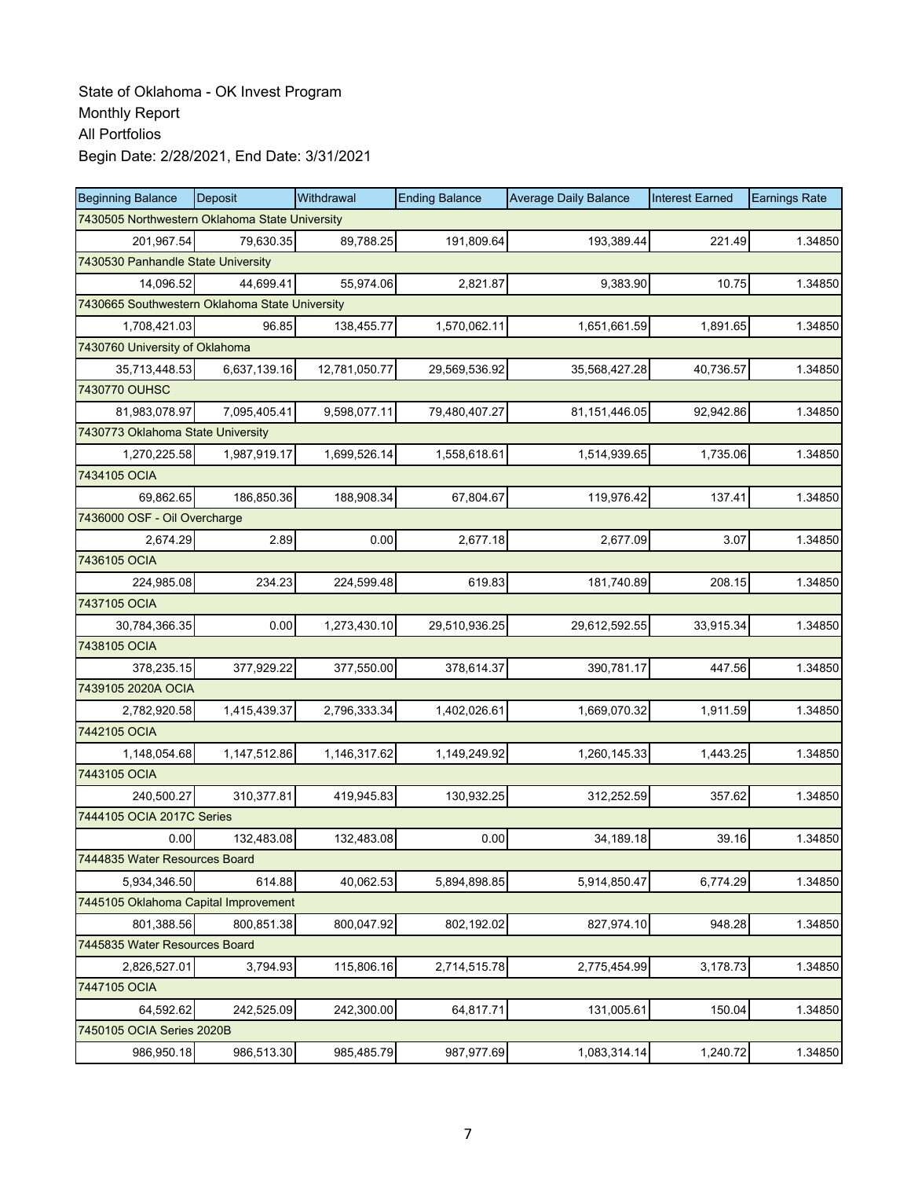State of Oklahoma - OK Invest Program
Monthly Report
All Portfolios
Begin Date: 2/28/2021, End Date: 3/31/2021

| Beginning Balance | Deposit | Withdrawal | Ending Balance | Average Daily Balance | Interest Earned | Earnings Rate |
|---|---|---|---|---|---|---|
| 7430505 Northwestern Oklahoma State University | | | | | | |
| 201,967.54 | 79,630.35 | 89,788.25 | 191,809.64 | 193,389.44 | 221.49 | 1.34850 |
| 7430530 Panhandle State University | | | | | | |
| 14,096.52 | 44,699.41 | 55,974.06 | 2,821.87 | 9,383.90 | 10.75 | 1.34850 |
| 7430665 Southwestern Oklahoma State University | | | | | | |
| 1,708,421.03 | 96.85 | 138,455.77 | 1,570,062.11 | 1,651,661.59 | 1,891.65 | 1.34850 |
| 7430760 University of Oklahoma | | | | | | |
| 35,713,448.53 | 6,637,139.16 | 12,781,050.77 | 29,569,536.92 | 35,568,427.28 | 40,736.57 | 1.34850 |
| 7430770 OUHSC | | | | | | |
| 81,983,078.97 | 7,095,405.41 | 9,598,077.11 | 79,480,407.27 | 81,151,446.05 | 92,942.86 | 1.34850 |
| 7430773 Oklahoma State University | | | | | | |
| 1,270,225.58 | 1,987,919.17 | 1,699,526.14 | 1,558,618.61 | 1,514,939.65 | 1,735.06 | 1.34850 |
| 7434105 OCIA | | | | | | |
| 69,862.65 | 186,850.36 | 188,908.34 | 67,804.67 | 119,976.42 | 137.41 | 1.34850 |
| 7436000 OSF - Oil Overcharge | | | | | | |
| 2,674.29 | 2.89 | 0.00 | 2,677.18 | 2,677.09 | 3.07 | 1.34850 |
| 7436105 OCIA | | | | | | |
| 224,985.08 | 234.23 | 224,599.48 | 619.83 | 181,740.89 | 208.15 | 1.34850 |
| 7437105 OCIA | | | | | | |
| 30,784,366.35 | 0.00 | 1,273,430.10 | 29,510,936.25 | 29,612,592.55 | 33,915.34 | 1.34850 |
| 7438105 OCIA | | | | | | |
| 378,235.15 | 377,929.22 | 377,550.00 | 378,614.37 | 390,781.17 | 447.56 | 1.34850 |
| 7439105 2020A OCIA | | | | | | |
| 2,782,920.58 | 1,415,439.37 | 2,796,333.34 | 1,402,026.61 | 1,669,070.32 | 1,911.59 | 1.34850 |
| 7442105 OCIA | | | | | | |
| 1,148,054.68 | 1,147,512.86 | 1,146,317.62 | 1,149,249.92 | 1,260,145.33 | 1,443.25 | 1.34850 |
| 7443105 OCIA | | | | | | |
| 240,500.27 | 310,377.81 | 419,945.83 | 130,932.25 | 312,252.59 | 357.62 | 1.34850 |
| 7444105 OCIA 2017C Series | | | | | | |
| 0.00 | 132,483.08 | 132,483.08 | 0.00 | 34,189.18 | 39.16 | 1.34850 |
| 7444835 Water Resources Board | | | | | | |
| 5,934,346.50 | 614.88 | 40,062.53 | 5,894,898.85 | 5,914,850.47 | 6,774.29 | 1.34850 |
| 7445105 Oklahoma Capital Improvement | | | | | | |
| 801,388.56 | 800,851.38 | 800,047.92 | 802,192.02 | 827,974.10 | 948.28 | 1.34850 |
| 7445835 Water Resources Board | | | | | | |
| 2,826,527.01 | 3,794.93 | 115,806.16 | 2,714,515.78 | 2,775,454.99 | 3,178.73 | 1.34850 |
| 7447105 OCIA | | | | | | |
| 64,592.62 | 242,525.09 | 242,300.00 | 64,817.71 | 131,005.61 | 150.04 | 1.34850 |
| 7450105 OCIA Series 2020B | | | | | | |
| 986,950.18 | 986,513.30 | 985,485.79 | 987,977.69 | 1,083,314.14 | 1,240.72 | 1.34850 |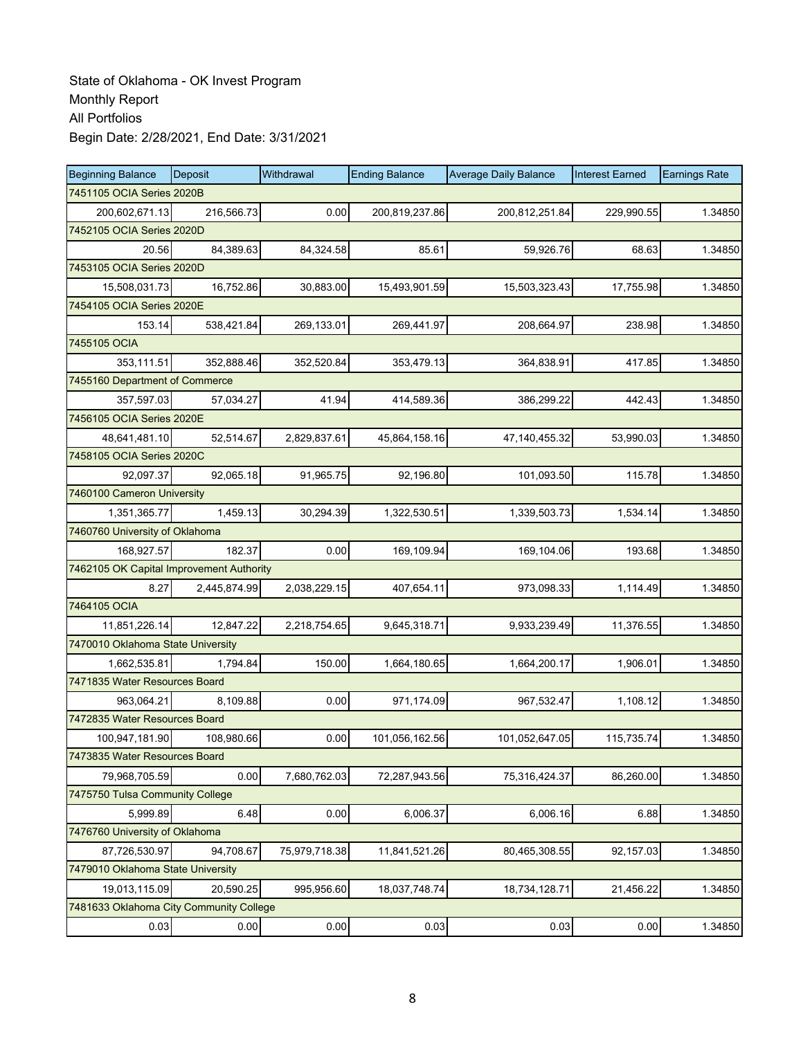State of Oklahoma - OK Invest Program
Monthly Report
All Portfolios
Begin Date: 2/28/2021, End Date: 3/31/2021

| Beginning Balance | Deposit | Withdrawal | Ending Balance | Average Daily Balance | Interest Earned | Earnings Rate |
|---|---|---|---|---|---|---|
| 7451105 OCIA Series 2020B | | | | | | |
| 200,602,671.13 | 216,566.73 | 0.00 | 200,819,237.86 | 200,812,251.84 | 229,990.55 | 1.34850 |
| 7452105 OCIA Series 2020D | | | | | | |
| 20.56 | 84,389.63 | 84,324.58 | 85.61 | 59,926.76 | 68.63 | 1.34850 |
| 7453105 OCIA Series 2020D | | | | | | |
| 15,508,031.73 | 16,752.86 | 30,883.00 | 15,493,901.59 | 15,503,323.43 | 17,755.98 | 1.34850 |
| 7454105 OCIA Series 2020E | | | | | | |
| 153.14 | 538,421.84 | 269,133.01 | 269,441.97 | 208,664.97 | 238.98 | 1.34850 |
| 7455105 OCIA | | | | | | |
| 353,111.51 | 352,888.46 | 352,520.84 | 353,479.13 | 364,838.91 | 417.85 | 1.34850 |
| 7455160 Department of Commerce | | | | | | |
| 357,597.03 | 57,034.27 | 41.94 | 414,589.36 | 386,299.22 | 442.43 | 1.34850 |
| 7456105 OCIA Series 2020E | | | | | | |
| 48,641,481.10 | 52,514.67 | 2,829,837.61 | 45,864,158.16 | 47,140,455.32 | 53,990.03 | 1.34850 |
| 7458105 OCIA Series 2020C | | | | | | |
| 92,097.37 | 92,065.18 | 91,965.75 | 92,196.80 | 101,093.50 | 115.78 | 1.34850 |
| 7460100 Cameron University | | | | | | |
| 1,351,365.77 | 1,459.13 | 30,294.39 | 1,322,530.51 | 1,339,503.73 | 1,534.14 | 1.34850 |
| 7460760 University of Oklahoma | | | | | | |
| 168,927.57 | 182.37 | 0.00 | 169,109.94 | 169,104.06 | 193.68 | 1.34850 |
| 7462105 OK Capital Improvement Authority | | | | | | |
| 8.27 | 2,445,874.99 | 2,038,229.15 | 407,654.11 | 973,098.33 | 1,114.49 | 1.34850 |
| 7464105 OCIA | | | | | | |
| 11,851,226.14 | 12,847.22 | 2,218,754.65 | 9,645,318.71 | 9,933,239.49 | 11,376.55 | 1.34850 |
| 7470010 Oklahoma State University | | | | | | |
| 1,662,535.81 | 1,794.84 | 150.00 | 1,664,180.65 | 1,664,200.17 | 1,906.01 | 1.34850 |
| 7471835 Water Resources Board | | | | | | |
| 963,064.21 | 8,109.88 | 0.00 | 971,174.09 | 967,532.47 | 1,108.12 | 1.34850 |
| 7472835 Water Resources Board | | | | | | |
| 100,947,181.90 | 108,980.66 | 0.00 | 101,056,162.56 | 101,052,647.05 | 115,735.74 | 1.34850 |
| 7473835 Water Resources Board | | | | | | |
| 79,968,705.59 | 0.00 | 7,680,762.03 | 72,287,943.56 | 75,316,424.37 | 86,260.00 | 1.34850 |
| 7475750 Tulsa Community College | | | | | | |
| 5,999.89 | 6.48 | 0.00 | 6,006.37 | 6,006.16 | 6.88 | 1.34850 |
| 7476760 University of Oklahoma | | | | | | |
| 87,726,530.97 | 94,708.67 | 75,979,718.38 | 11,841,521.26 | 80,465,308.55 | 92,157.03 | 1.34850 |
| 7479010 Oklahoma State University | | | | | | |
| 19,013,115.09 | 20,590.25 | 995,956.60 | 18,037,748.74 | 18,734,128.71 | 21,456.22 | 1.34850 |
| 7481633 Oklahoma City Community College | | | | | | |
| 0.03 | 0.00 | 0.00 | 0.03 | 0.03 | 0.00 | 1.34850 |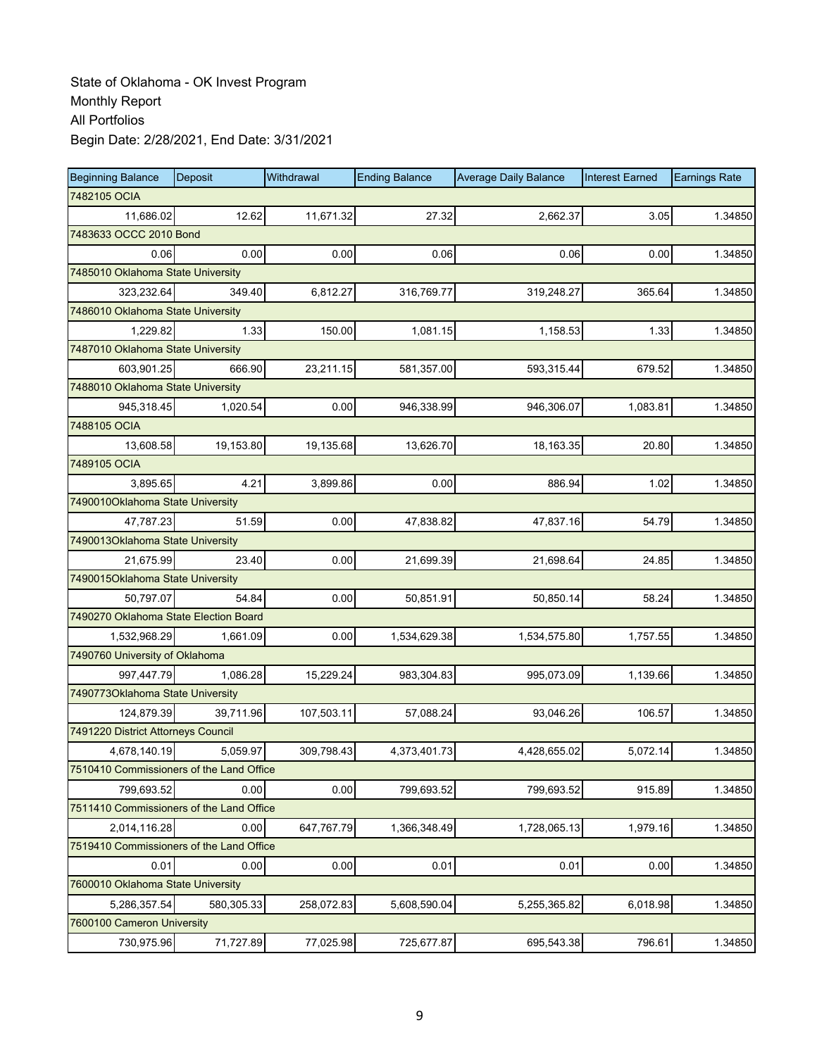State of Oklahoma - OK Invest Program
Monthly Report
All Portfolios
Begin Date: 2/28/2021, End Date: 3/31/2021

| Beginning Balance | Deposit | Withdrawal | Ending Balance | Average Daily Balance | Interest Earned | Earnings Rate |
|---|---|---|---|---|---|---|
| 7482105 OCIA | | | | | | |
| 11,686.02 | 12.62 | 11,671.32 | 27.32 | 2,662.37 | 3.05 | 1.34850 |
| 7483633 OCCC 2010 Bond | | | | | | |
| 0.06 | 0.00 | 0.00 | 0.06 | 0.06 | 0.00 | 1.34850 |
| 7485010 Oklahoma State University | | | | | | |
| 323,232.64 | 349.40 | 6,812.27 | 316,769.77 | 319,248.27 | 365.64 | 1.34850 |
| 7486010 Oklahoma State University | | | | | | |
| 1,229.82 | 1.33 | 150.00 | 1,081.15 | 1,158.53 | 1.33 | 1.34850 |
| 7487010 Oklahoma State University | | | | | | |
| 603,901.25 | 666.90 | 23,211.15 | 581,357.00 | 593,315.44 | 679.52 | 1.34850 |
| 7488010 Oklahoma State University | | | | | | |
| 945,318.45 | 1,020.54 | 0.00 | 946,338.99 | 946,306.07 | 1,083.81 | 1.34850 |
| 7488105 OCIA | | | | | | |
| 13,608.58 | 19,153.80 | 19,135.68 | 13,626.70 | 18,163.35 | 20.80 | 1.34850 |
| 7489105 OCIA | | | | | | |
| 3,895.65 | 4.21 | 3,899.86 | 0.00 | 886.94 | 1.02 | 1.34850 |
| 7490010Oklahoma State University | | | | | | |
| 47,787.23 | 51.59 | 0.00 | 47,838.82 | 47,837.16 | 54.79 | 1.34850 |
| 7490013Oklahoma State University | | | | | | |
| 21,675.99 | 23.40 | 0.00 | 21,699.39 | 21,698.64 | 24.85 | 1.34850 |
| 7490015Oklahoma State University | | | | | | |
| 50,797.07 | 54.84 | 0.00 | 50,851.91 | 50,850.14 | 58.24 | 1.34850 |
| 7490270 Oklahoma State Election Board | | | | | | |
| 1,532,968.29 | 1,661.09 | 0.00 | 1,534,629.38 | 1,534,575.80 | 1,757.55 | 1.34850 |
| 7490760 University of Oklahoma | | | | | | |
| 997,447.79 | 1,086.28 | 15,229.24 | 983,304.83 | 995,073.09 | 1,139.66 | 1.34850 |
| 7490773Oklahoma State University | | | | | | |
| 124,879.39 | 39,711.96 | 107,503.11 | 57,088.24 | 93,046.26 | 106.57 | 1.34850 |
| 7491220 District Attorneys Council | | | | | | |
| 4,678,140.19 | 5,059.97 | 309,798.43 | 4,373,401.73 | 4,428,655.02 | 5,072.14 | 1.34850 |
| 7510410 Commissioners of the Land Office | | | | | | |
| 799,693.52 | 0.00 | 0.00 | 799,693.52 | 799,693.52 | 915.89 | 1.34850 |
| 7511410 Commissioners of the Land Office | | | | | | |
| 2,014,116.28 | 0.00 | 647,767.79 | 1,366,348.49 | 1,728,065.13 | 1,979.16 | 1.34850 |
| 7519410 Commissioners of the Land Office | | | | | | |
| 0.01 | 0.00 | 0.00 | 0.01 | 0.01 | 0.00 | 1.34850 |
| 7600010 Oklahoma State University | | | | | | |
| 5,286,357.54 | 580,305.33 | 258,072.83 | 5,608,590.04 | 5,255,365.82 | 6,018.98 | 1.34850 |
| 7600100 Cameron University | | | | | | |
| 730,975.96 | 71,727.89 | 77,025.98 | 725,677.87 | 695,543.38 | 796.61 | 1.34850 |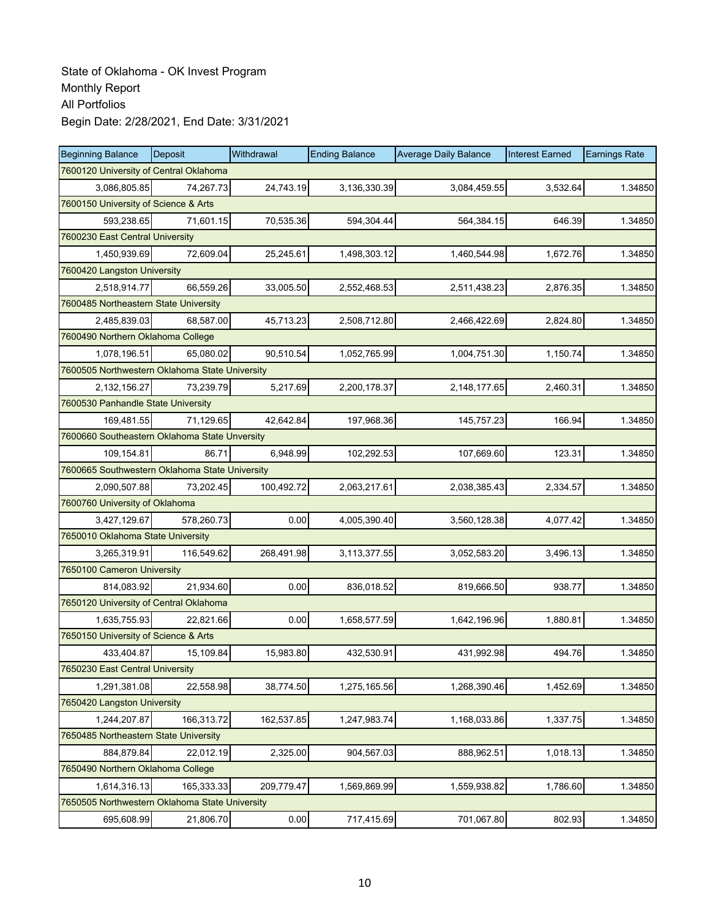State of Oklahoma - OK Invest Program
Monthly Report
All Portfolios
Begin Date: 2/28/2021, End Date: 3/31/2021

| Beginning Balance | Deposit | Withdrawal | Ending Balance | Average Daily Balance | Interest Earned | Earnings Rate |
|---|---|---|---|---|---|---|
| 7600120 University of Central Oklahoma | | | | | | |
| 3,086,805.85 | 74,267.73 | 24,743.19 | 3,136,330.39 | 3,084,459.55 | 3,532.64 | 1.34850 |
| 7600150 University of Science & Arts | | | | | | |
| 593,238.65 | 71,601.15 | 70,535.36 | 594,304.44 | 564,384.15 | 646.39 | 1.34850 |
| 7600230 East Central University | | | | | | |
| 1,450,939.69 | 72,609.04 | 25,245.61 | 1,498,303.12 | 1,460,544.98 | 1,672.76 | 1.34850 |
| 7600420 Langston University | | | | | | |
| 2,518,914.77 | 66,559.26 | 33,005.50 | 2,552,468.53 | 2,511,438.23 | 2,876.35 | 1.34850 |
| 7600485 Northeastern State University | | | | | | |
| 2,485,839.03 | 68,587.00 | 45,713.23 | 2,508,712.80 | 2,466,422.69 | 2,824.80 | 1.34850 |
| 7600490 Northern Oklahoma College | | | | | | |
| 1,078,196.51 | 65,080.02 | 90,510.54 | 1,052,765.99 | 1,004,751.30 | 1,150.74 | 1.34850 |
| 7600505 Northwestern Oklahoma State University | | | | | | |
| 2,132,156.27 | 73,239.79 | 5,217.69 | 2,200,178.37 | 2,148,177.65 | 2,460.31 | 1.34850 |
| 7600530 Panhandle State University | | | | | | |
| 169,481.55 | 71,129.65 | 42,642.84 | 197,968.36 | 145,757.23 | 166.94 | 1.34850 |
| 7600660 Southeastern Oklahoma State Unversity | | | | | | |
| 109,154.81 | 86.71 | 6,948.99 | 102,292.53 | 107,669.60 | 123.31 | 1.34850 |
| 7600665 Southwestern Oklahoma State University | | | | | | |
| 2,090,507.88 | 73,202.45 | 100,492.72 | 2,063,217.61 | 2,038,385.43 | 2,334.57 | 1.34850 |
| 7600760 University of Oklahoma | | | | | | |
| 3,427,129.67 | 578,260.73 | 0.00 | 4,005,390.40 | 3,560,128.38 | 4,077.42 | 1.34850 |
| 7650010 Oklahoma State University | | | | | | |
| 3,265,319.91 | 116,549.62 | 268,491.98 | 3,113,377.55 | 3,052,583.20 | 3,496.13 | 1.34850 |
| 7650100 Cameron University | | | | | | |
| 814,083.92 | 21,934.60 | 0.00 | 836,018.52 | 819,666.50 | 938.77 | 1.34850 |
| 7650120 University of Central Oklahoma | | | | | | |
| 1,635,755.93 | 22,821.66 | 0.00 | 1,658,577.59 | 1,642,196.96 | 1,880.81 | 1.34850 |
| 7650150 University of Science & Arts | | | | | | |
| 433,404.87 | 15,109.84 | 15,983.80 | 432,530.91 | 431,992.98 | 494.76 | 1.34850 |
| 7650230 East Central University | | | | | | |
| 1,291,381.08 | 22,558.98 | 38,774.50 | 1,275,165.56 | 1,268,390.46 | 1,452.69 | 1.34850 |
| 7650420 Langston University | | | | | | |
| 1,244,207.87 | 166,313.72 | 162,537.85 | 1,247,983.74 | 1,168,033.86 | 1,337.75 | 1.34850 |
| 7650485 Northeastern State University | | | | | | |
| 884,879.84 | 22,012.19 | 2,325.00 | 904,567.03 | 888,962.51 | 1,018.13 | 1.34850 |
| 7650490 Northern Oklahoma College | | | | | | |
| 1,614,316.13 | 165,333.33 | 209,779.47 | 1,569,869.99 | 1,559,938.82 | 1,786.60 | 1.34850 |
| 7650505 Northwestern Oklahoma State University | | | | | | |
| 695,608.99 | 21,806.70 | 0.00 | 717,415.69 | 701,067.80 | 802.93 | 1.34850 |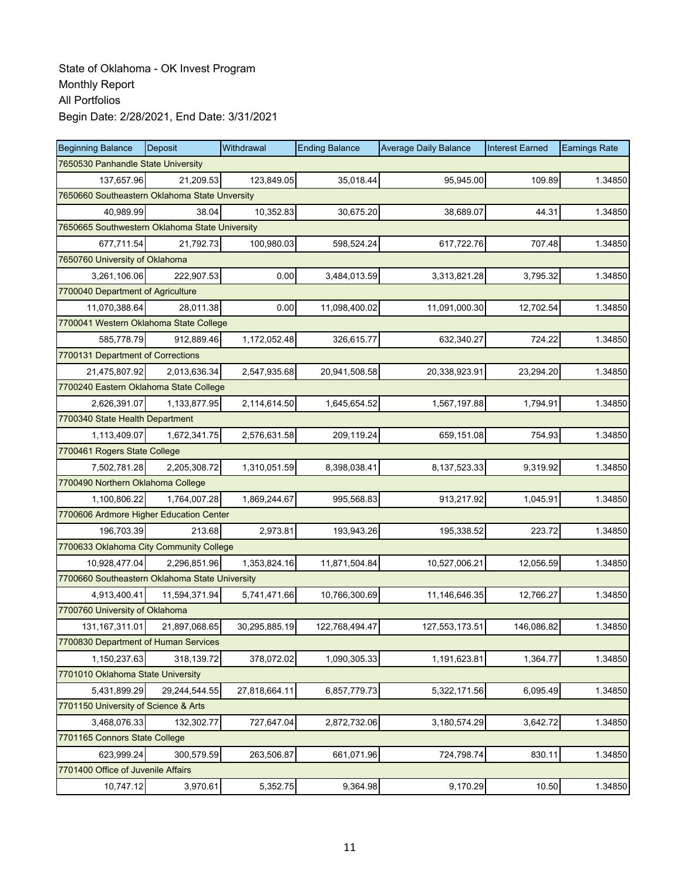State of Oklahoma - OK Invest Program
Monthly Report
All Portfolios
Begin Date: 2/28/2021, End Date: 3/31/2021

| Beginning Balance | Deposit | Withdrawal | Ending Balance | Average Daily Balance | Interest Earned | Earnings Rate |
|---|---|---|---|---|---|---|
| 7650530 Panhandle State University | | | | | | |
| 137,657.96 | 21,209.53 | 123,849.05 | 35,018.44 | 95,945.00 | 109.89 | 1.34850 |
| 7650660 Southeastern Oklahoma State Unversity | | | | | | |
| 40,989.99 | 38.04 | 10,352.83 | 30,675.20 | 38,689.07 | 44.31 | 1.34850 |
| 7650665 Southwestern Oklahoma State University | | | | | | |
| 677,711.54 | 21,792.73 | 100,980.03 | 598,524.24 | 617,722.76 | 707.48 | 1.34850 |
| 7650760 University of Oklahoma | | | | | | |
| 3,261,106.06 | 222,907.53 | 0.00 | 3,484,013.59 | 3,313,821.28 | 3,795.32 | 1.34850 |
| 7700040 Department of Agriculture | | | | | | |
| 11,070,388.64 | 28,011.38 | 0.00 | 11,098,400.02 | 11,091,000.30 | 12,702.54 | 1.34850 |
| 7700041 Western Oklahoma State College | | | | | | |
| 585,778.79 | 912,889.46 | 1,172,052.48 | 326,615.77 | 632,340.27 | 724.22 | 1.34850 |
| 7700131 Department of Corrections | | | | | | |
| 21,475,807.92 | 2,013,636.34 | 2,547,935.68 | 20,941,508.58 | 20,338,923.91 | 23,294.20 | 1.34850 |
| 7700240 Eastern Oklahoma State College | | | | | | |
| 2,626,391.07 | 1,133,877.95 | 2,114,614.50 | 1,645,654.52 | 1,567,197.88 | 1,794.91 | 1.34850 |
| 7700340 State Health Department | | | | | | |
| 1,113,409.07 | 1,672,341.75 | 2,576,631.58 | 209,119.24 | 659,151.08 | 754.93 | 1.34850 |
| 7700461 Rogers State College | | | | | | |
| 7,502,781.28 | 2,205,308.72 | 1,310,051.59 | 8,398,038.41 | 8,137,523.33 | 9,319.92 | 1.34850 |
| 7700490 Northern Oklahoma College | | | | | | |
| 1,100,806.22 | 1,764,007.28 | 1,869,244.67 | 995,568.83 | 913,217.92 | 1,045.91 | 1.34850 |
| 7700606 Ardmore Higher Education Center | | | | | | |
| 196,703.39 | 213.68 | 2,973.81 | 193,943.26 | 195,338.52 | 223.72 | 1.34850 |
| 7700633 Oklahoma City Community College | | | | | | |
| 10,928,477.04 | 2,296,851.96 | 1,353,824.16 | 11,871,504.84 | 10,527,006.21 | 12,056.59 | 1.34850 |
| 7700660 Southeastern Oklahoma State University | | | | | | |
| 4,913,400.41 | 11,594,371.94 | 5,741,471.66 | 10,766,300.69 | 11,146,646.35 | 12,766.27 | 1.34850 |
| 7700760 University of Oklahoma | | | | | | |
| 131,167,311.01 | 21,897,068.65 | 30,295,885.19 | 122,768,494.47 | 127,553,173.51 | 146,086.82 | 1.34850 |
| 7700830 Department of Human Services | | | | | | |
| 1,150,237.63 | 318,139.72 | 378,072.02 | 1,090,305.33 | 1,191,623.81 | 1,364.77 | 1.34850 |
| 7701010 Oklahoma State University | | | | | | |
| 5,431,899.29 | 29,244,544.55 | 27,818,664.11 | 6,857,779.73 | 5,322,171.56 | 6,095.49 | 1.34850 |
| 7701150 University of Science & Arts | | | | | | |
| 3,468,076.33 | 132,302.77 | 727,647.04 | 2,872,732.06 | 3,180,574.29 | 3,642.72 | 1.34850 |
| 7701165 Connors State College | | | | | | |
| 623,999.24 | 300,579.59 | 263,506.87 | 661,071.96 | 724,798.74 | 830.11 | 1.34850 |
| 7701400 Office of Juvenile Affairs | | | | | | |
| 10,747.12 | 3,970.61 | 5,352.75 | 9,364.98 | 9,170.29 | 10.50 | 1.34850 |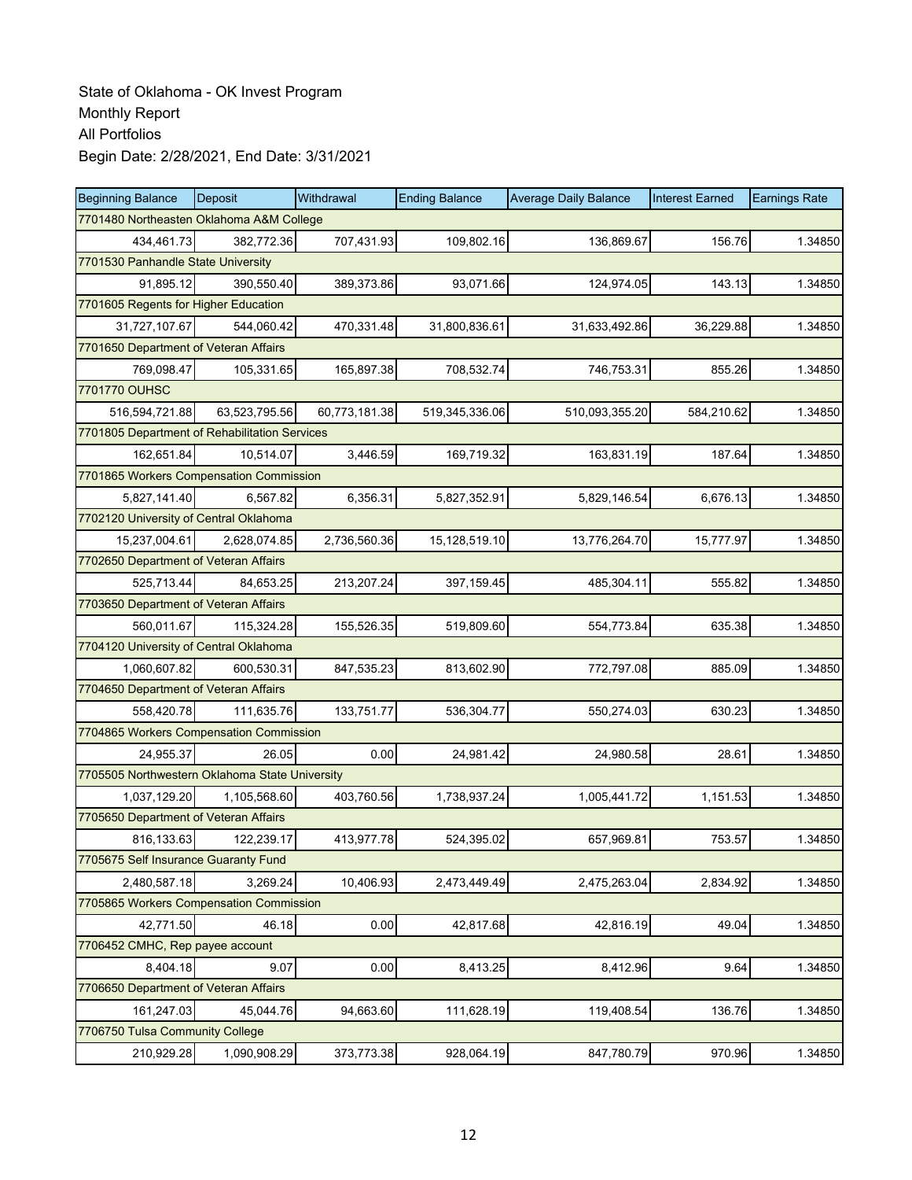State of Oklahoma - OK Invest Program
Monthly Report
All Portfolios
Begin Date: 2/28/2021, End Date: 3/31/2021

| Beginning Balance | Deposit | Withdrawal | Ending Balance | Average Daily Balance | Interest Earned | Earnings Rate |
|---|---|---|---|---|---|---|
| 7701480 Northeasten Oklahoma A&M College | | | | | | |
| 434,461.73 | 382,772.36 | 707,431.93 | 109,802.16 | 136,869.67 | 156.76 | 1.34850 |
| 7701530 Panhandle State University | | | | | | |
| 91,895.12 | 390,550.40 | 389,373.86 | 93,071.66 | 124,974.05 | 143.13 | 1.34850 |
| 7701605 Regents for Higher Education | | | | | | |
| 31,727,107.67 | 544,060.42 | 470,331.48 | 31,800,836.61 | 31,633,492.86 | 36,229.88 | 1.34850 |
| 7701650 Department of Veteran Affairs | | | | | | |
| 769,098.47 | 105,331.65 | 165,897.38 | 708,532.74 | 746,753.31 | 855.26 | 1.34850 |
| 7701770 OUHSC | | | | | | |
| 516,594,721.88 | 63,523,795.56 | 60,773,181.38 | 519,345,336.06 | 510,093,355.20 | 584,210.62 | 1.34850 |
| 7701805 Department of Rehabilitation Services | | | | | | |
| 162,651.84 | 10,514.07 | 3,446.59 | 169,719.32 | 163,831.19 | 187.64 | 1.34850 |
| 7701865 Workers Compensation Commission | | | | | | |
| 5,827,141.40 | 6,567.82 | 6,356.31 | 5,827,352.91 | 5,829,146.54 | 6,676.13 | 1.34850 |
| 7702120 University of Central Oklahoma | | | | | | |
| 15,237,004.61 | 2,628,074.85 | 2,736,560.36 | 15,128,519.10 | 13,776,264.70 | 15,777.97 | 1.34850 |
| 7702650 Department of Veteran Affairs | | | | | | |
| 525,713.44 | 84,653.25 | 213,207.24 | 397,159.45 | 485,304.11 | 555.82 | 1.34850 |
| 7703650 Department of Veteran Affairs | | | | | | |
| 560,011.67 | 115,324.28 | 155,526.35 | 519,809.60 | 554,773.84 | 635.38 | 1.34850 |
| 7704120 University of Central Oklahoma | | | | | | |
| 1,060,607.82 | 600,530.31 | 847,535.23 | 813,602.90 | 772,797.08 | 885.09 | 1.34850 |
| 7704650 Department of Veteran Affairs | | | | | | |
| 558,420.78 | 111,635.76 | 133,751.77 | 536,304.77 | 550,274.03 | 630.23 | 1.34850 |
| 7704865 Workers Compensation Commission | | | | | | |
| 24,955.37 | 26.05 | 0.00 | 24,981.42 | 24,980.58 | 28.61 | 1.34850 |
| 7705505 Northwestern Oklahoma State University | | | | | | |
| 1,037,129.20 | 1,105,568.60 | 403,760.56 | 1,738,937.24 | 1,005,441.72 | 1,151.53 | 1.34850 |
| 7705650 Department of Veteran Affairs | | | | | | |
| 816,133.63 | 122,239.17 | 413,977.78 | 524,395.02 | 657,969.81 | 753.57 | 1.34850 |
| 7705675 Self Insurance Guaranty Fund | | | | | | |
| 2,480,587.18 | 3,269.24 | 10,406.93 | 2,473,449.49 | 2,475,263.04 | 2,834.92 | 1.34850 |
| 7705865 Workers Compensation Commission | | | | | | |
| 42,771.50 | 46.18 | 0.00 | 42,817.68 | 42,816.19 | 49.04 | 1.34850 |
| 7706452 CMHC, Rep payee account | | | | | | |
| 8,404.18 | 9.07 | 0.00 | 8,413.25 | 8,412.96 | 9.64 | 1.34850 |
| 7706650 Department of Veteran Affairs | | | | | | |
| 161,247.03 | 45,044.76 | 94,663.60 | 111,628.19 | 119,408.54 | 136.76 | 1.34850 |
| 7706750 Tulsa Community College | | | | | | |
| 210,929.28 | 1,090,908.29 | 373,773.38 | 928,064.19 | 847,780.79 | 970.96 | 1.34850 |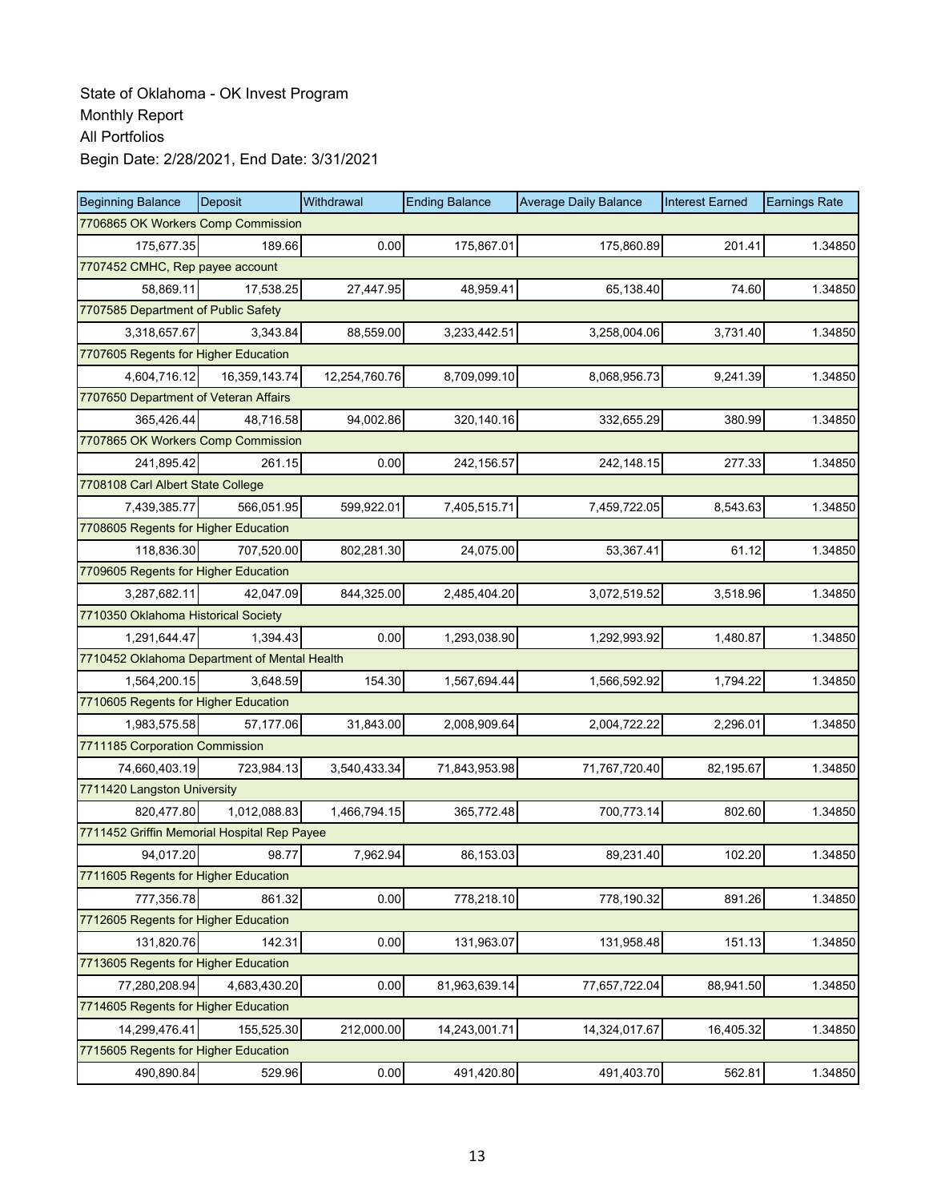State of Oklahoma - OK Invest Program
Monthly Report
All Portfolios
Begin Date: 2/28/2021, End Date: 3/31/2021

| Beginning Balance | Deposit | Withdrawal | Ending Balance | Average Daily Balance | Interest Earned | Earnings Rate |
|---|---|---|---|---|---|---|
| 7706865 OK Workers Comp Commission | | | | | | |
| 175,677.35 | 189.66 | 0.00 | 175,867.01 | 175,860.89 | 201.41 | 1.34850 |
| 7707452 CMHC, Rep payee account | | | | | | |
| 58,869.11 | 17,538.25 | 27,447.95 | 48,959.41 | 65,138.40 | 74.60 | 1.34850 |
| 7707585 Department of Public Safety | | | | | | |
| 3,318,657.67 | 3,343.84 | 88,559.00 | 3,233,442.51 | 3,258,004.06 | 3,731.40 | 1.34850 |
| 7707605 Regents for Higher Education | | | | | | |
| 4,604,716.12 | 16,359,143.74 | 12,254,760.76 | 8,709,099.10 | 8,068,956.73 | 9,241.39 | 1.34850 |
| 7707650 Department of Veteran Affairs | | | | | | |
| 365,426.44 | 48,716.58 | 94,002.86 | 320,140.16 | 332,655.29 | 380.99 | 1.34850 |
| 7707865 OK Workers Comp Commission | | | | | | |
| 241,895.42 | 261.15 | 0.00 | 242,156.57 | 242,148.15 | 277.33 | 1.34850 |
| 7708108 Carl Albert State College | | | | | | |
| 7,439,385.77 | 566,051.95 | 599,922.01 | 7,405,515.71 | 7,459,722.05 | 8,543.63 | 1.34850 |
| 7708605 Regents for Higher Education | | | | | | |
| 118,836.30 | 707,520.00 | 802,281.30 | 24,075.00 | 53,367.41 | 61.12 | 1.34850 |
| 7709605 Regents for Higher Education | | | | | | |
| 3,287,682.11 | 42,047.09 | 844,325.00 | 2,485,404.20 | 3,072,519.52 | 3,518.96 | 1.34850 |
| 7710350 Oklahoma Historical Society | | | | | | |
| 1,291,644.47 | 1,394.43 | 0.00 | 1,293,038.90 | 1,292,993.92 | 1,480.87 | 1.34850 |
| 7710452 Oklahoma Department of Mental Health | | | | | | |
| 1,564,200.15 | 3,648.59 | 154.30 | 1,567,694.44 | 1,566,592.92 | 1,794.22 | 1.34850 |
| 7710605 Regents for Higher Education | | | | | | |
| 1,983,575.58 | 57,177.06 | 31,843.00 | 2,008,909.64 | 2,004,722.22 | 2,296.01 | 1.34850 |
| 7711185 Corporation Commission | | | | | | |
| 74,660,403.19 | 723,984.13 | 3,540,433.34 | 71,843,953.98 | 71,767,720.40 | 82,195.67 | 1.34850 |
| 7711420 Langston University | | | | | | |
| 820,477.80 | 1,012,088.83 | 1,466,794.15 | 365,772.48 | 700,773.14 | 802.60 | 1.34850 |
| 7711452 Griffin Memorial Hospital Rep Payee | | | | | | |
| 94,017.20 | 98.77 | 7,962.94 | 86,153.03 | 89,231.40 | 102.20 | 1.34850 |
| 7711605 Regents for Higher Education | | | | | | |
| 777,356.78 | 861.32 | 0.00 | 778,218.10 | 778,190.32 | 891.26 | 1.34850 |
| 7712605 Regents for Higher Education | | | | | | |
| 131,820.76 | 142.31 | 0.00 | 131,963.07 | 131,958.48 | 151.13 | 1.34850 |
| 7713605 Regents for Higher Education | | | | | | |
| 77,280,208.94 | 4,683,430.20 | 0.00 | 81,963,639.14 | 77,657,722.04 | 88,941.50 | 1.34850 |
| 7714605 Regents for Higher Education | | | | | | |
| 14,299,476.41 | 155,525.30 | 212,000.00 | 14,243,001.71 | 14,324,017.67 | 16,405.32 | 1.34850 |
| 7715605 Regents for Higher Education | | | | | | |
| 490,890.84 | 529.96 | 0.00 | 491,420.80 | 491,403.70 | 562.81 | 1.34850 |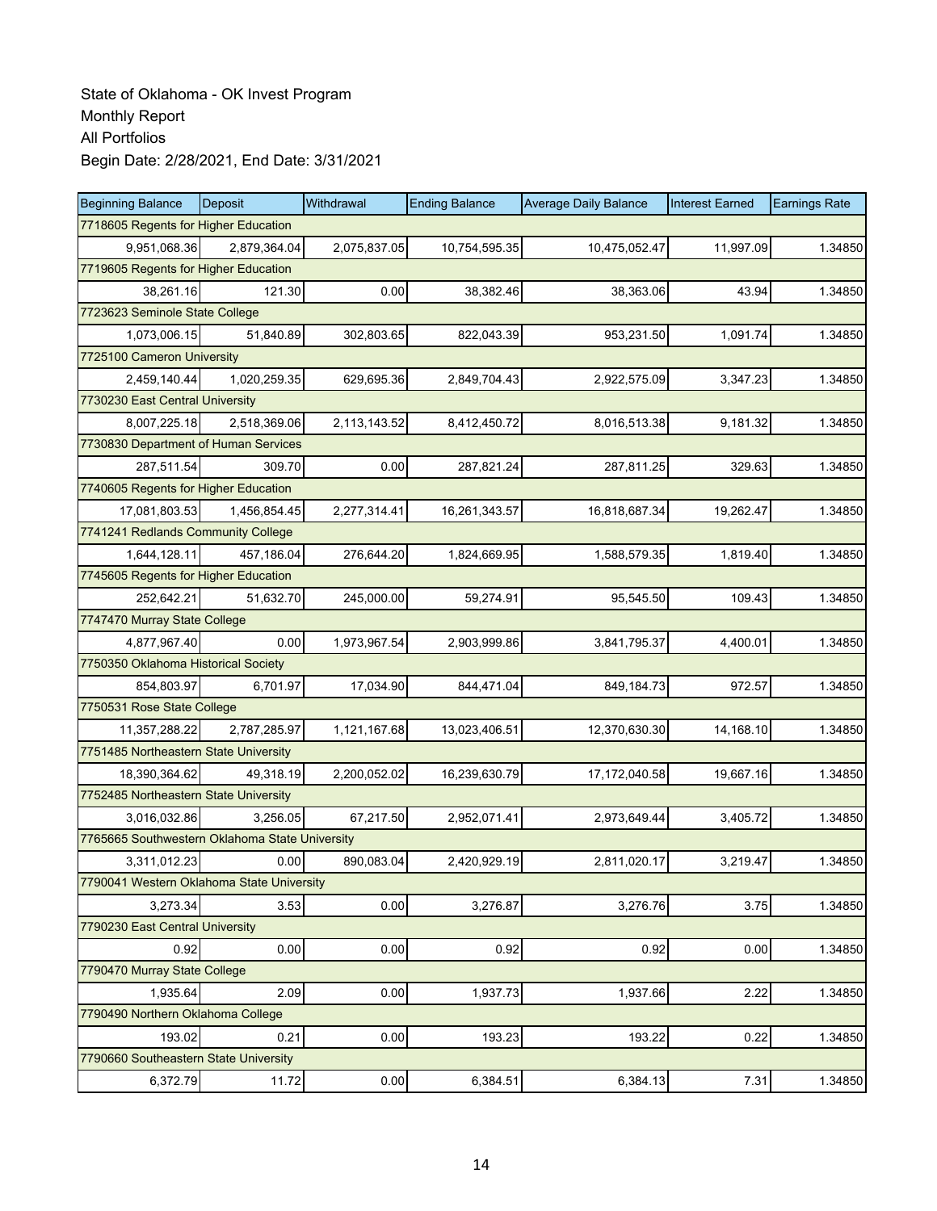State of Oklahoma - OK Invest Program
Monthly Report
All Portfolios
Begin Date: 2/28/2021, End Date: 3/31/2021

| Beginning Balance | Deposit | Withdrawal | Ending Balance | Average Daily Balance | Interest Earned | Earnings Rate |
|---|---|---|---|---|---|---|
| 7718605 Regents for Higher Education | | | | | | |
| 9,951,068.36 | 2,879,364.04 | 2,075,837.05 | 10,754,595.35 | 10,475,052.47 | 11,997.09 | 1.34850 |
| 7719605 Regents for Higher Education | | | | | | |
| 38,261.16 | 121.30 | 0.00 | 38,382.46 | 38,363.06 | 43.94 | 1.34850 |
| 7723623 Seminole State College | | | | | | |
| 1,073,006.15 | 51,840.89 | 302,803.65 | 822,043.39 | 953,231.50 | 1,091.74 | 1.34850 |
| 7725100 Cameron University | | | | | | |
| 2,459,140.44 | 1,020,259.35 | 629,695.36 | 2,849,704.43 | 2,922,575.09 | 3,347.23 | 1.34850 |
| 7730230 East Central University | | | | | | |
| 8,007,225.18 | 2,518,369.06 | 2,113,143.52 | 8,412,450.72 | 8,016,513.38 | 9,181.32 | 1.34850 |
| 7730830 Department of Human Services | | | | | | |
| 287,511.54 | 309.70 | 0.00 | 287,821.24 | 287,811.25 | 329.63 | 1.34850 |
| 7740605 Regents for Higher Education | | | | | | |
| 17,081,803.53 | 1,456,854.45 | 2,277,314.41 | 16,261,343.57 | 16,818,687.34 | 19,262.47 | 1.34850 |
| 7741241 Redlands Community College | | | | | | |
| 1,644,128.11 | 457,186.04 | 276,644.20 | 1,824,669.95 | 1,588,579.35 | 1,819.40 | 1.34850 |
| 7745605 Regents for Higher Education | | | | | | |
| 252,642.21 | 51,632.70 | 245,000.00 | 59,274.91 | 95,545.50 | 109.43 | 1.34850 |
| 7747470 Murray State College | | | | | | |
| 4,877,967.40 | 0.00 | 1,973,967.54 | 2,903,999.86 | 3,841,795.37 | 4,400.01 | 1.34850 |
| 7750350 Oklahoma Historical Society | | | | | | |
| 854,803.97 | 6,701.97 | 17,034.90 | 844,471.04 | 849,184.73 | 972.57 | 1.34850 |
| 7750531 Rose State College | | | | | | |
| 11,357,288.22 | 2,787,285.97 | 1,121,167.68 | 13,023,406.51 | 12,370,630.30 | 14,168.10 | 1.34850 |
| 7751485 Northeastern State University | | | | | | |
| 18,390,364.62 | 49,318.19 | 2,200,052.02 | 16,239,630.79 | 17,172,040.58 | 19,667.16 | 1.34850 |
| 7752485 Northeastern State University | | | | | | |
| 3,016,032.86 | 3,256.05 | 67,217.50 | 2,952,071.41 | 2,973,649.44 | 3,405.72 | 1.34850 |
| 7765665 Southwestern Oklahoma State University | | | | | | |
| 3,311,012.23 | 0.00 | 890,083.04 | 2,420,929.19 | 2,811,020.17 | 3,219.47 | 1.34850 |
| 7790041 Western Oklahoma State University | | | | | | |
| 3,273.34 | 3.53 | 0.00 | 3,276.87 | 3,276.76 | 3.75 | 1.34850 |
| 7790230 East Central University | | | | | | |
| 0.92 | 0.00 | 0.00 | 0.92 | 0.92 | 0.00 | 1.34850 |
| 7790470 Murray State College | | | | | | |
| 1,935.64 | 2.09 | 0.00 | 1,937.73 | 1,937.66 | 2.22 | 1.34850 |
| 7790490 Northern Oklahoma College | | | | | | |
| 193.02 | 0.21 | 0.00 | 193.23 | 193.22 | 0.22 | 1.34850 |
| 7790660 Southeastern State University | | | | | | |
| 6,372.79 | 11.72 | 0.00 | 6,384.51 | 6,384.13 | 7.31 | 1.34850 |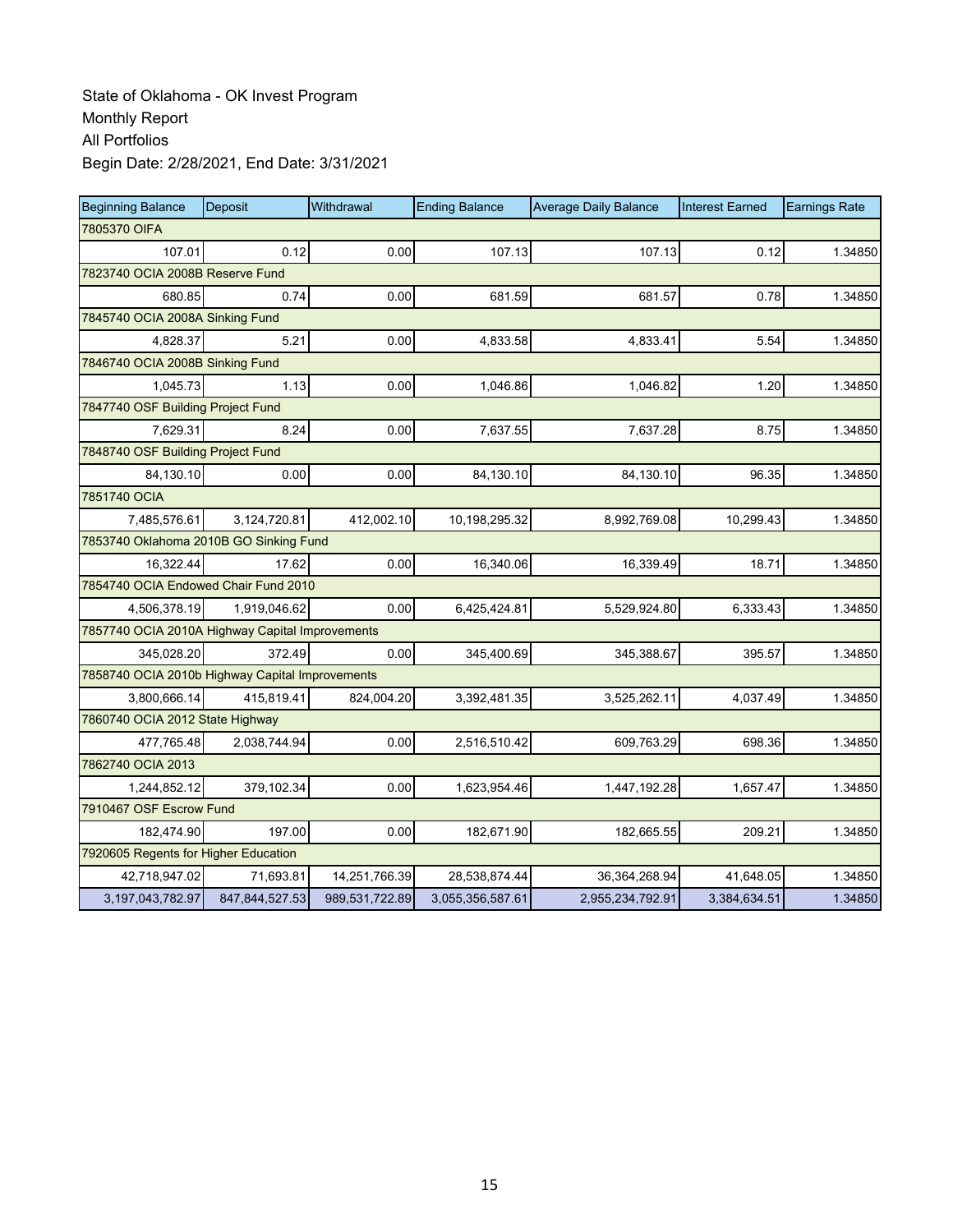State of Oklahoma - OK Invest Program
Monthly Report
All Portfolios
Begin Date: 2/28/2021, End Date: 3/31/2021

| Beginning Balance | Deposit | Withdrawal | Ending Balance | Average Daily Balance | Interest Earned | Earnings Rate |
|---|---|---|---|---|---|---|
| 7805370 OIFA | | | | | | |
| 107.01 | 0.12 | 0.00 | 107.13 | 107.13 | 0.12 | 1.34850 |
| 7823740 OCIA 2008B Reserve Fund | | | | | | |
| 680.85 | 0.74 | 0.00 | 681.59 | 681.57 | 0.78 | 1.34850 |
| 7845740 OCIA 2008A Sinking Fund | | | | | | |
| 4,828.37 | 5.21 | 0.00 | 4,833.58 | 4,833.41 | 5.54 | 1.34850 |
| 7846740 OCIA 2008B Sinking Fund | | | | | | |
| 1,045.73 | 1.13 | 0.00 | 1,046.86 | 1,046.82 | 1.20 | 1.34850 |
| 7847740 OSF Building Project Fund | | | | | | |
| 7,629.31 | 8.24 | 0.00 | 7,637.55 | 7,637.28 | 8.75 | 1.34850 |
| 7848740 OSF Building Project Fund | | | | | | |
| 84,130.10 | 0.00 | 0.00 | 84,130.10 | 84,130.10 | 96.35 | 1.34850 |
| 7851740 OCIA | | | | | | |
| 7,485,576.61 | 3,124,720.81 | 412,002.10 | 10,198,295.32 | 8,992,769.08 | 10,299.43 | 1.34850 |
| 7853740 Oklahoma 2010B GO Sinking Fund | | | | | | |
| 16,322.44 | 17.62 | 0.00 | 16,340.06 | 16,339.49 | 18.71 | 1.34850 |
| 7854740 OCIA Endowed Chair Fund 2010 | | | | | | |
| 4,506,378.19 | 1,919,046.62 | 0.00 | 6,425,424.81 | 5,529,924.80 | 6,333.43 | 1.34850 |
| 7857740 OCIA 2010A Highway Capital Improvements | | | | | | |
| 345,028.20 | 372.49 | 0.00 | 345,400.69 | 345,388.67 | 395.57 | 1.34850 |
| 7858740 OCIA 2010b Highway Capital Improvements | | | | | | |
| 3,800,666.14 | 415,819.41 | 824,004.20 | 3,392,481.35 | 3,525,262.11 | 4,037.49 | 1.34850 |
| 7860740 OCIA 2012 State Highway | | | | | | |
| 477,765.48 | 2,038,744.94 | 0.00 | 2,516,510.42 | 609,763.29 | 698.36 | 1.34850 |
| 7862740 OCIA 2013 | | | | | | |
| 1,244,852.12 | 379,102.34 | 0.00 | 1,623,954.46 | 1,447,192.28 | 1,657.47 | 1.34850 |
| 7910467 OSF Escrow Fund | | | | | | |
| 182,474.90 | 197.00 | 0.00 | 182,671.90 | 182,665.55 | 209.21 | 1.34850 |
| 7920605 Regents for Higher Education | | | | | | |
| 42,718,947.02 | 71,693.81 | 14,251,766.39 | 28,538,874.44 | 36,364,268.94 | 41,648.05 | 1.34850 |
| 3,197,043,782.97 | 847,844,527.53 | 989,531,722.89 | 3,055,356,587.61 | 2,955,234,792.91 | 3,384,634.51 | 1.34850 |